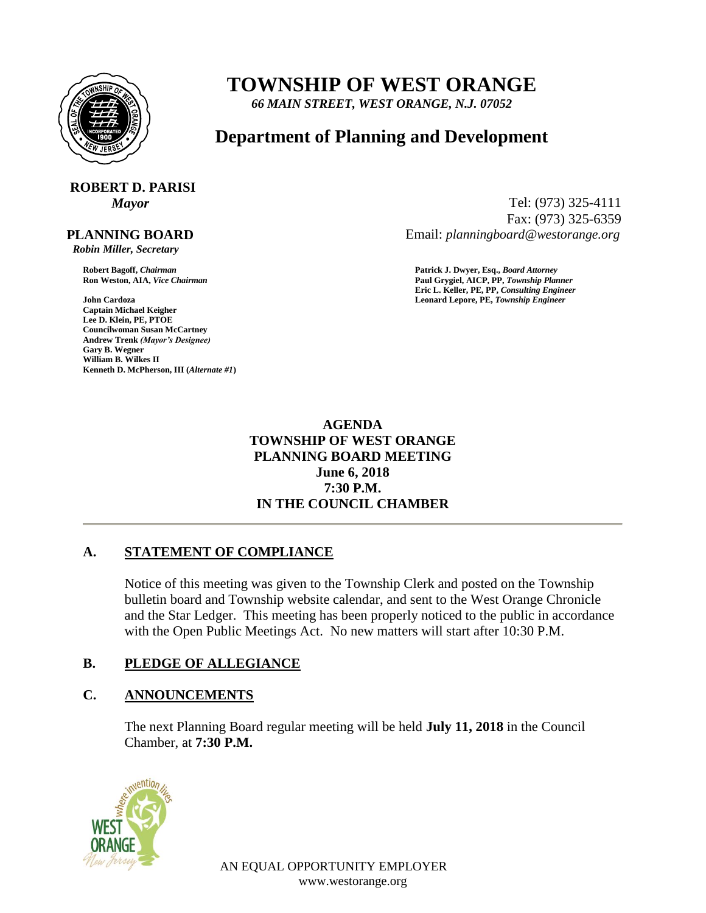# TOWNSHIP OF WEST ORANGE

*66 MAIN STREET, WEST ORANGE, N.J. 07052*

## Department of Planning and Development

**ROBERT D. PARISI**
***Mayor***

Tel: (973) 325-4111
Fax: (973) 325-6359
Email: *planningboard@westorange.org*

**PLANNING BOARD**
***Robin Miller, Secretary***

**Robert Bagoff,** ***Chairman***
**Ron Weston, AIA,** ***Vice Chairman***

**John Cardoza**
**Captain Michael Keigher**
**Lee D. Klein, PE, PTOE**
**Councilwoman Susan McCartney**
**Andrew Trenk** ***(Mayor's Designee)***
**Gary B. Wegner**
**William B. Wilkes II**
**Kenneth D. McPherson, III (*****Alternate #1*****)**

**Patrick J. Dwyer, Esq.,** ***Board Attorney***
**Paul Grygiel, AICP, PP,** ***Township Planner***
**Eric L. Keller, PE, PP,** ***Consulting Engineer***
**Leonard Lepore, PE,** ***Township Engineer***

**AGENDA**
**TOWNSHIP OF WEST ORANGE**
**PLANNING BOARD MEETING**
**June 6, 2018**
**7:30 P.M.**
**IN THE COUNCIL CHAMBER**

---

### A. STATEMENT OF COMPLIANCE

Notice of this meeting was given to the Township Clerk and posted on the Township bulletin board and Township website calendar, and sent to the West Orange Chronicle and the Star Ledger. This meeting has been properly noticed to the public in accordance with the Open Public Meetings Act. No new matters will start after 10:30 P.M.

### B. PLEDGE OF ALLEGIANCE

### C. ANNOUNCEMENTS

The next Planning Board regular meeting will be held **July 11, 2018** in the Council Chamber, at **7:30 P.M.**

AN EQUAL OPPORTUNITY EMPLOYER
www.westorange.org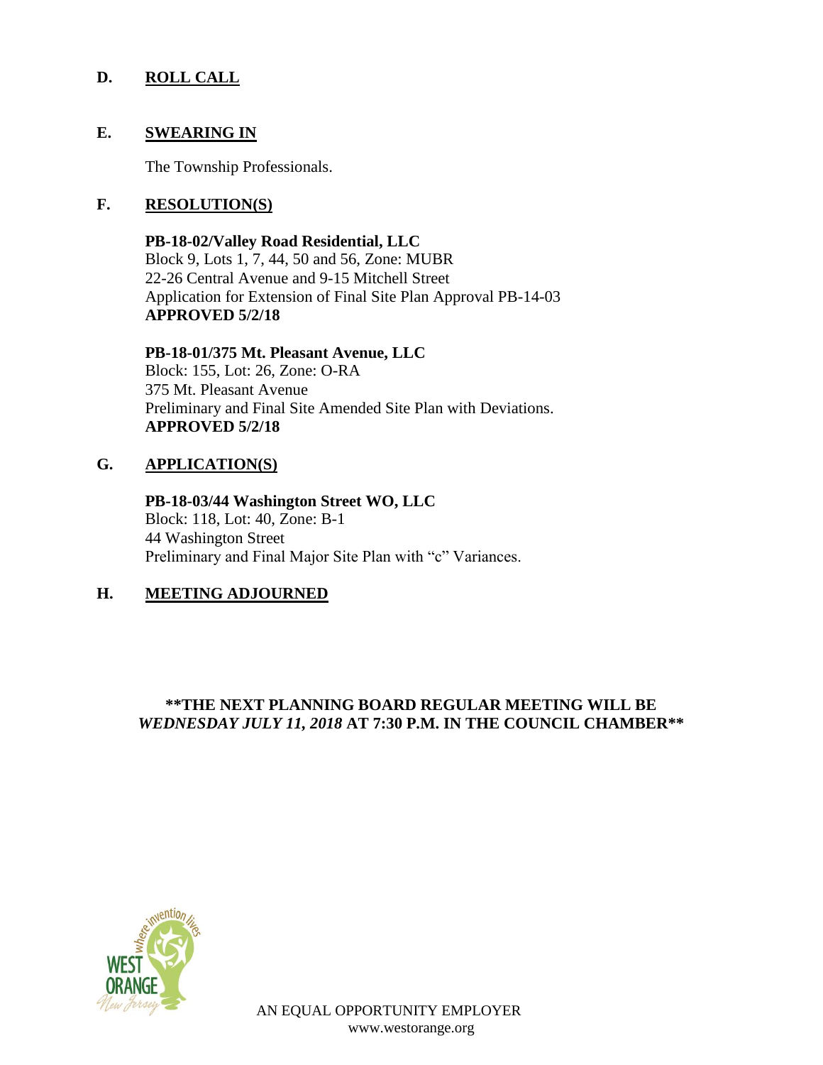## D. <u>ROLL CALL</u>

## E. <u>SWEARING IN</u>

The Township Professionals.

## F. <u>RESOLUTION(S)</u>

**PB-18-02/Valley Road Residential, LLC**
Block 9, Lots 1, 7, 44, 50 and 56, Zone: MUBR
22-26 Central Avenue and 9-15 Mitchell Street
Application for Extension of Final Site Plan Approval PB-14-03
**APPROVED 5/2/18**

**PB-18-01/375 Mt. Pleasant Avenue, LLC**
Block: 155, Lot: 26, Zone: O-RA
375 Mt. Pleasant Avenue
Preliminary and Final Site Amended Site Plan with Deviations.
**APPROVED 5/2/18**

## G. <u>APPLICATION(S)</u>

**PB-18-03/44 Washington Street WO, LLC**
Block: 118, Lot: 40, Zone: B-1
44 Washington Street
Preliminary and Final Major Site Plan with "c" Variances.

## H. <u>MEETING ADJOURNED</u>

**\*\*THE NEXT PLANNING BOARD REGULAR MEETING WILL BE *WEDNESDAY JULY 11, 2018* AT 7:30 P.M. IN THE COUNCIL CHAMBER\*\***

AN EQUAL OPPORTUNITY EMPLOYER
www.westorange.org